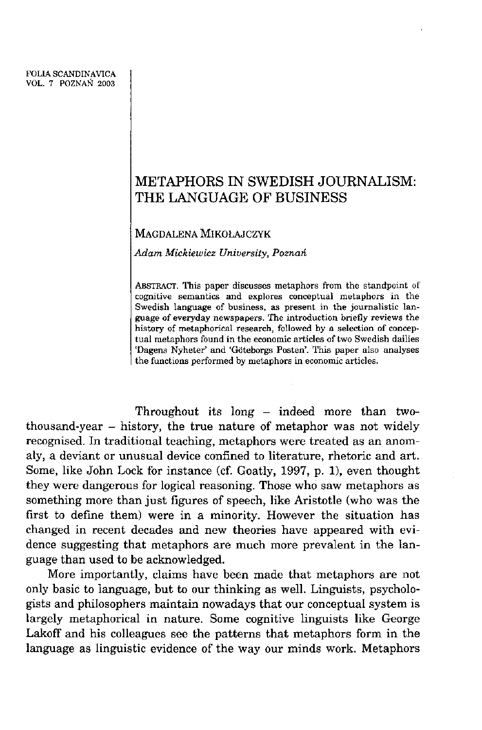FOLIA SCANDINAVICA
VOL. 7 POZNAŃ 2003

# METAPHORS IN SWEDISH JOURNALISM: THE LANGUAGE OF BUSINESS

MAGDALENA MIKOŁAJCZYK

*Adam Mickiewicz University, Poznań*

ABSTRACT. This paper discusses metaphors from the standpoint of cognitive semantics and explores conceptual metaphors in the Swedish language of business, as present in the journalistic language of everyday newspapers. The introduction briefly reviews the history of metaphorical research, followed by a selection of conceptual metaphors found in the economic articles of two Swedish dailies 'Dagens Nyheter' and 'Göteborgs Posten'. This paper also analyses the functions performed by metaphors in economic articles.

Throughout its long – indeed more than two-thousand-year – history, the true nature of metaphor was not widely recognised. In traditional teaching, metaphors were treated as an anomaly, a deviant or unusual device confined to literature, rhetoric and art. Some, like John Lock for instance (cf. Goatly, 1997, p. 1), even thought they were dangerous for logical reasoning. Those who saw metaphors as something more than just figures of speech, like Aristotle (who was the first to define them) were in a minority. However the situation has changed in recent decades and new theories have appeared with evidence suggesting that metaphors are much more prevalent in the language than used to be acknowledged.

More importantly, claims have been made that metaphors are not only basic to language, but to our thinking as well. Linguists, psychologists and philosophers maintain nowadays that our conceptual system is largely metaphorical in nature. Some cognitive linguists like George Lakoff and his colleagues see the patterns that metaphors form in the language as linguistic evidence of the way our minds work. Metaphors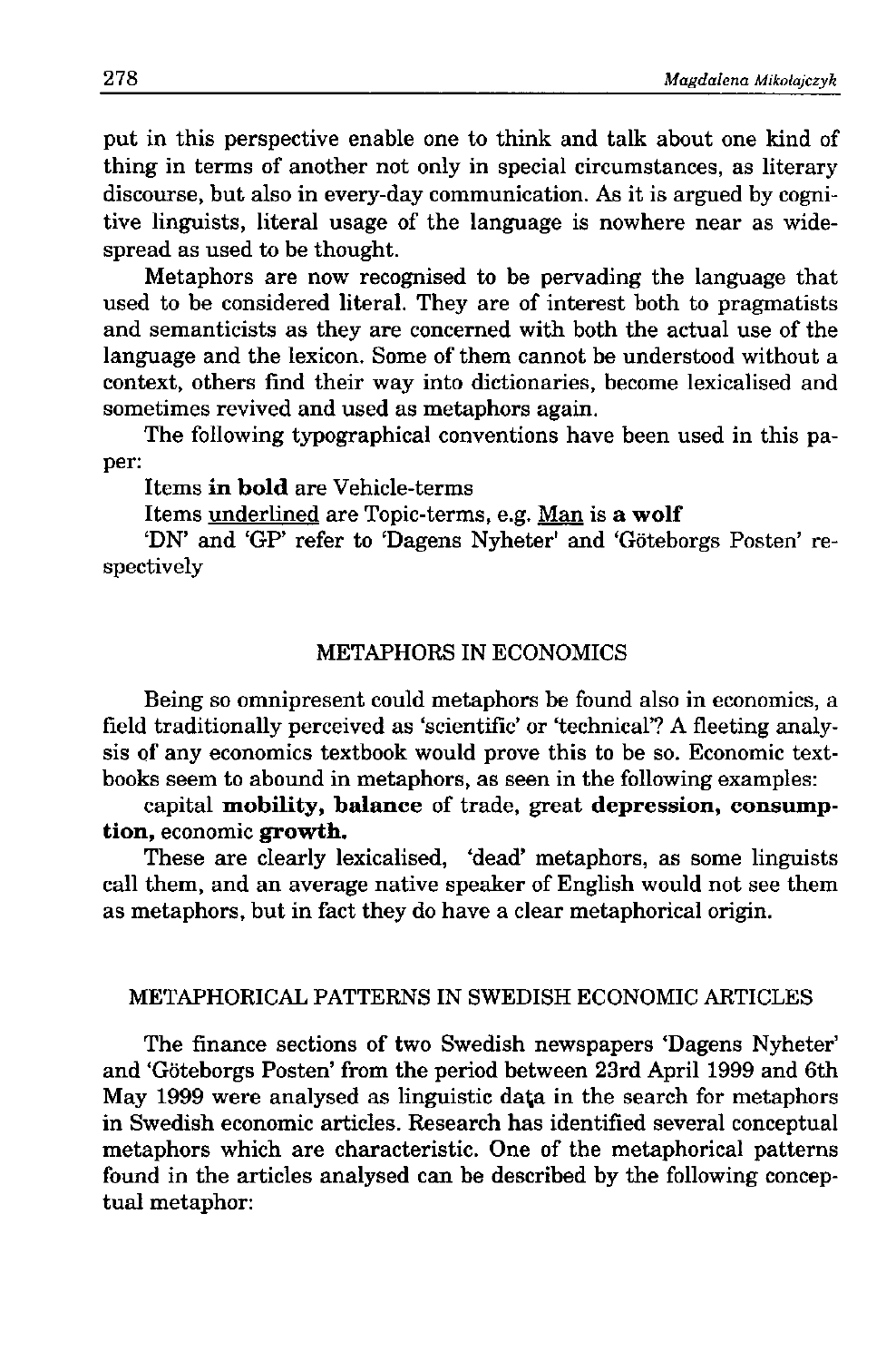put in this perspective enable one to think and talk about one kind of thing in terms of another not only in special circumstances, as literary discourse, but also in every-day communication. As it is argued by cognitive linguists, literal usage of the language is nowhere near as widespread as used to be thought.

Metaphors are now recognised to be pervading the language that used to be considered literal. They are of interest both to pragmatists and semanticists as they are concerned with both the actual use of the language and the lexicon. Some of them cannot be understood without a context, others find their way into dictionaries, become lexicalised and sometimes revived and used as metaphors again.

The following typographical conventions have been used in this paper:

Items **in bold** are Vehicle-terms

Items <u>underlined</u> are Topic-terms, e.g. <u>Man</u> is **a wolf**

'DN' and 'GP' refer to 'Dagens Nyheter' and 'Göteborgs Posten' respectively

## METAPHORS IN ECONOMICS

Being so omnipresent could metaphors be found also in economics, a field traditionally perceived as 'scientific' or 'technical'? A fleeting analysis of any economics textbook would prove this to be so. Economic textbooks seem to abound in metaphors, as seen in the following examples:

capital **mobility, balance** of trade, great **depression, consumption,** economic **growth.**

These are clearly lexicalised, 'dead' metaphors, as some linguists call them, and an average native speaker of English would not see them as metaphors, but in fact they do have a clear metaphorical origin.

## METAPHORICAL PATTERNS IN SWEDISH ECONOMIC ARTICLES

The finance sections of two Swedish newspapers 'Dagens Nyheter' and 'Göteborgs Posten' from the period between 23rd April 1999 and 6th May 1999 were analysed as linguistic data in the search for metaphors in Swedish economic articles. Research has identified several conceptual metaphors which are characteristic. One of the metaphorical patterns found in the articles analysed can be described by the following conceptual metaphor: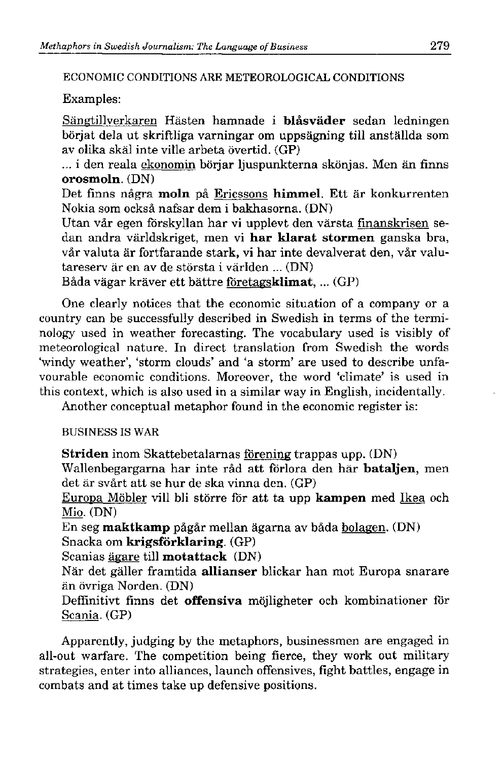ECONOMIC CONDITIONS ARE METEOROLOGICAL CONDITIONS

Examples:

Sängtillverkaren Hästen hamnade i **blåsväder** sedan ledningen börjat dela ut skriftliga varningar om uppsägning till anställda som av olika skäl inte ville arbeta övertid. (GP)
... i den reala ekonomin börjar ljuspunkterna skönjas. Men än finns **orosmoln**. (DN)
Det finns några **moln** på Ericssons **himmel**. Ett är konkurrenten Nokia som också nafsar dem i bakhasorna. (DN)
Utan vår egen förskyllan har vi upplevt den värsta finanskrisen sedan andra världskriget, men vi **har klarat stormen** ganska bra, vår valuta är fortfarande stark, vi har inte devalverat den, vår valutareserv är en av de största i världen ... (DN)
Båda vägar kräver ett bättre företags**klimat**, ... (GP)

One clearly notices that the economic situation of a company or a country can be successfully described in Swedish in terms of the terminology used in weather forecasting. The vocabulary used is visibly of meteorological nature. In direct translation from Swedish the words 'windy weather', 'storm clouds' and 'a storm' are used to describe unfavourable economic conditions. Moreover, the word 'climate' is used in this context, which is also used in a similar way in English, incidentally.

Another conceptual metaphor found in the economic register is:

BUSINESS IS WAR

**Striden** inom Skattebetalarnas förening trappas upp. (DN)
Wallenbegargarna har inte råd att förlora den här **bataljen**, men det är svårt att se hur de ska vinna den. (GP)
Europa Möbler vill bli större för att ta upp **kampen** med Ikea och Mio. (DN)
En seg **maktkamp** pågår mellan ägarna av båda bolagen. (DN)
Snacka om **krigsförklaring**. (GP)
Scanias ägare till **motattack** (DN)
När det gäller framtida **allianser** blickar han mot Europa snarare än övriga Norden. (DN)
Deffinitivt finns det **offensiva** möjligheter och kombinationer för Scania. (GP)

Apparently, judging by the metaphors, businessmen are engaged in all-out warfare. The competition being fierce, they work out military strategies, enter into alliances, launch offensives, fight battles, engage in combats and at times take up defensive positions.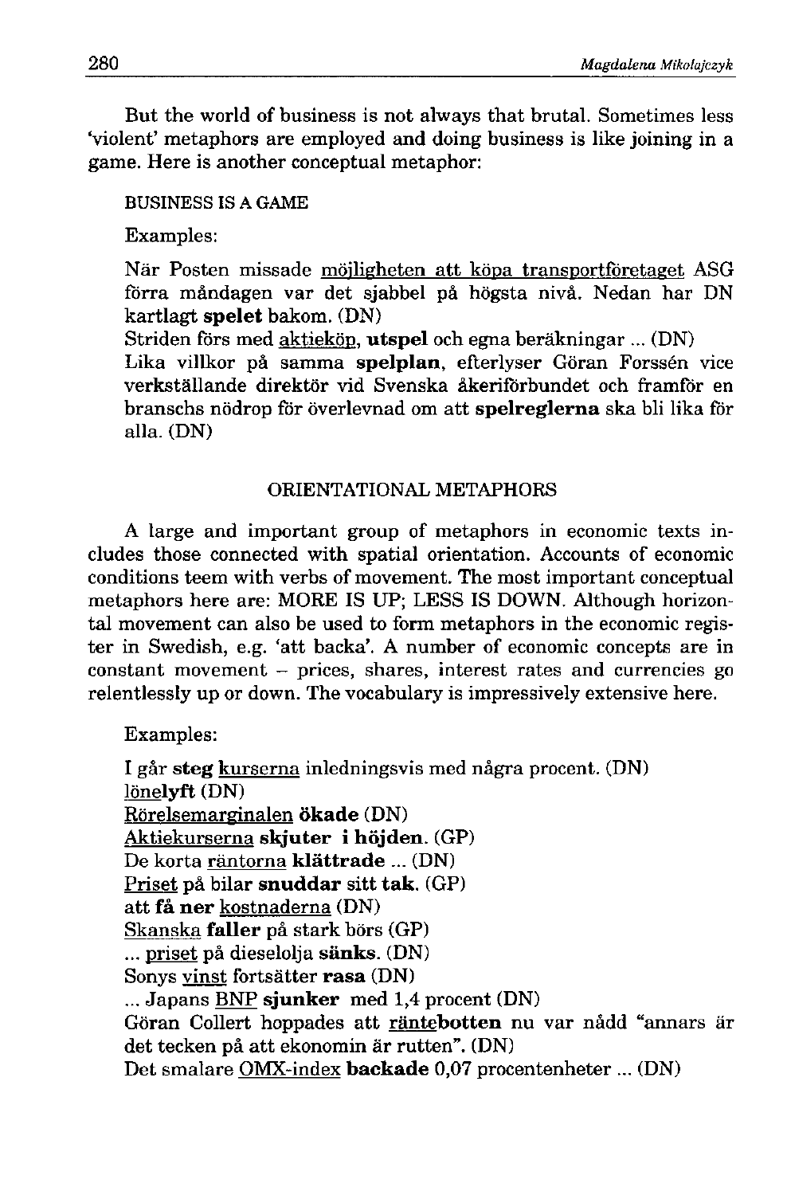But the world of business is not always that brutal. Sometimes less 'violent' metaphors are employed and doing business is like joining in a game. Here is another conceptual metaphor:

BUSINESS IS A GAME

Examples:

När Posten missade <u>möjligheten att köpa transportföretaget</u> ASG förra måndagen var det sjabbel på högsta nivå. Nedan har DN kartlagt **spelet** bakom. (DN)
Striden förs med <u>aktieköp</u>, **utspel** och egna beräkningar ... (DN)
Lika villkor på samma **spelplan**, efterlyser Göran Forssén vice verkställande direktör vid Svenska åkeriförbundet och framför en branschs nödrop för överlevnad om att **spelreglerna** ska bli lika för alla. (DN)

## ORIENTATIONAL METAPHORS

A large and important group of metaphors in economic texts includes those connected with spatial orientation. Accounts of economic conditions teem with verbs of movement. The most important conceptual metaphors here are: MORE IS UP; LESS IS DOWN. Although horizontal movement can also be used to form metaphors in the economic register in Swedish, e.g. 'att backa'. A number of economic concepts are in constant movement – prices, shares, interest rates and currencies go relentlessly up or down. The vocabulary is impressively extensive here.

Examples:

I går **steg** <u>kurserna</u> inledningsvis med några procent. (DN)
<u>löne</u>**lyft** (DN)
<u>Rörelsemarginalen</u> **ökade** (DN)
<u>Aktiekurserna</u> **skjuter i höjden**. (GP)
De korta <u>räntorna</u> **klättrade** ... (DN)
<u>Priset</u> på bilar **snuddar** sitt **tak**. (GP)
att **få ner** <u>kostnaderna</u> (DN)
<u>Skanska</u> **faller** på stark börs (GP)
... <u>priset</u> på dieselolja **sänks**. (DN)
Sonys <u>vinst</u> fortsätter **rasa** (DN)
... Japans <u>BNP</u> **sjunker** med 1,4 procent (DN)
Göran Collert hoppades att <u>ränte</u>**botten** nu var nådd "annars är det tecken på att ekonomin är rutten". (DN)
Det smalare <u>OMX-index</u> **backade** 0,07 procentenheter ... (DN)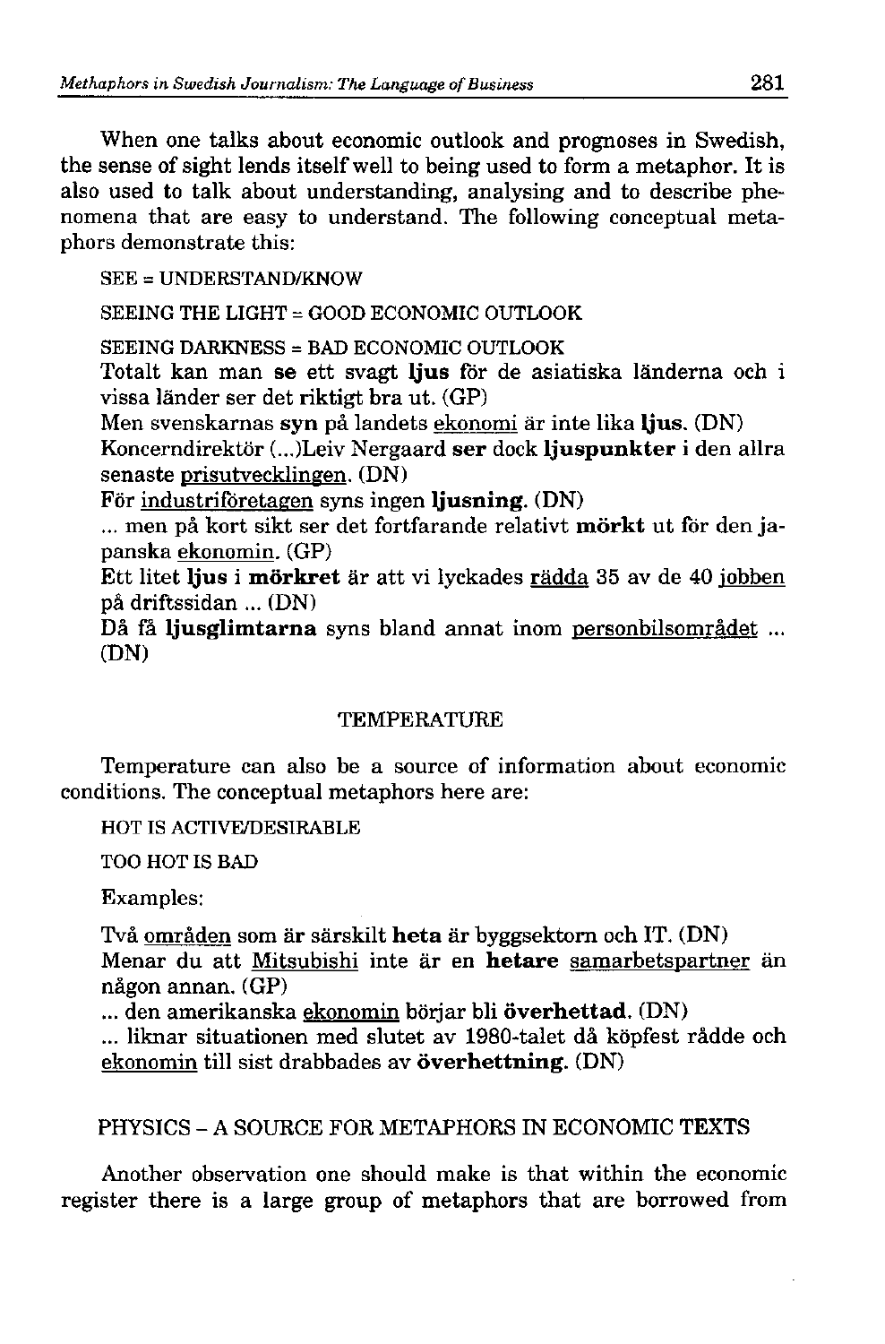When one talks about economic outlook and prognoses in Swedish, the sense of sight lends itself well to being used to form a metaphor. It is also used to talk about understanding, analysing and to describe phenomena that are easy to understand. The following conceptual metaphors demonstrate this:

SEE = UNDERSTAND/KNOW

SEEING THE LIGHT = GOOD ECONOMIC OUTLOOK

SEEING DARKNESS = BAD ECONOMIC OUTLOOK

Totalt kan man **se** ett svagt **ljus** för de asiatiska länderna och i vissa länder ser det riktigt bra ut. (GP)

Men svenskarnas **syn** på landets ekonomi är inte lika **ljus**. (DN)

Koncerndirektör (...)Leiv Nergaard **ser** dock **ljuspunkter** i den allra senaste prisutvecklingen. (DN)

För industriföretagen syns ingen **ljusning**. (DN)

... men på kort sikt ser det fortfarande relativt **mörkt** ut för den japanska ekonomin. (GP)

Ett litet **ljus** i **mörkret** är att vi lyckades rädda 35 av de 40 jobben på driftssidan ... (DN)

Då få **ljusglimtarna** syns bland annat inom personbilsområdet ... (DN)

## TEMPERATURE

Temperature can also be a source of information about economic conditions. The conceptual metaphors here are:

HOT IS ACTIVE/DESIRABLE

TOO HOT IS BAD

Examples:

Två områden som är särskilt **heta** är byggsektorn och IT. (DN)

Menar du att Mitsubishi inte är en **hetare** samarbetspartner än någon annan. (GP)

... den amerikanska ekonomin börjar bli **överhettad**. (DN)

... liknar situationen med slutet av 1980-talet då köpfest rådde och ekonomin till sist drabbades av **överhettning**. (DN)

## PHYSICS – A SOURCE FOR METAPHORS IN ECONOMIC TEXTS

Another observation one should make is that within the economic register there is a large group of metaphors that are borrowed from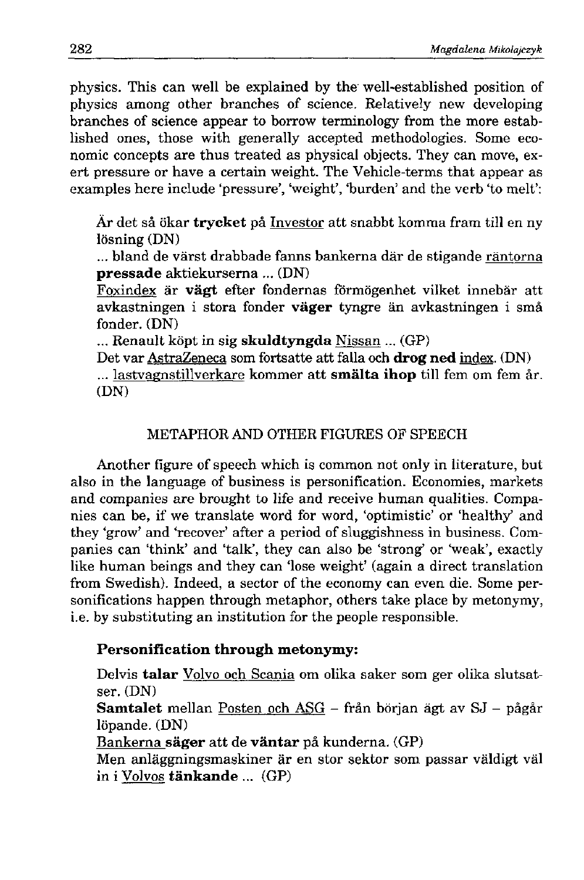physics. This can well be explained by the well-established position of physics among other branches of science. Relatively new developing branches of science appear to borrow terminology from the more established ones, those with generally accepted methodologies. Some economic concepts are thus treated as physical objects. They can move, exert pressure or have a certain weight. The Vehicle-terms that appear as examples here include 'pressure', 'weight', 'burden' and the verb 'to melt':

> Är det så ökar **trycket** på <u>Investor</u> att snabbt komma fram till en ny lösning (DN)
> ... bland de värst drabbade fanns bankerna där de stigande <u>räntorna</u> **pressade** aktiekurserna ... (DN)
> <u>Foxindex</u> är **vägt** efter fondernas förmögenhet vilket innebär att avkastningen i stora fonder **väger** tyngre än avkastningen i små fonder. (DN)
> ... Renault köpt in sig **skuldtyngda** <u>Nissan</u> ... (GP)
> Det var <u>AstraZeneca</u> som fortsatte att falla och **drog ned** <u>index</u>. (DN)
> ... <u>lastvagnstillverkare</u> kommer att **smälta ihop** till fem om fem år. (DN)

## METAPHOR AND OTHER FIGURES OF SPEECH

Another figure of speech which is common not only in literature, but also in the language of business is personification. Economies, markets and companies are brought to life and receive human qualities. Companies can be, if we translate word for word, 'optimistic' or 'healthy' and they 'grow' and 'recover' after a period of sluggishness in business. Companies can 'think' and 'talk', they can also be 'strong' or 'weak', exactly like human beings and they can 'lose weight' (again a direct translation from Swedish). Indeed, a sector of the economy can even die. Some personifications happen through metaphor, others take place by metonymy, i.e. by substituting an institution for the people responsible.

### Personification through metonymy:

> Delvis **talar** <u>Volvo och Scania</u> om olika saker som ger olika slutsatser. (DN)
> **Samtalet** mellan <u>Posten och ASG</u> – från början ägt av SJ – pågår löpande. (DN)
> <u>Bankerna</u> **säger** att de **väntar** på kunderna. (GP)
> Men anläggningsmaskiner är en stor sektor som passar väldigt väl in i <u>Volvos</u> **tänkande** ... (GP)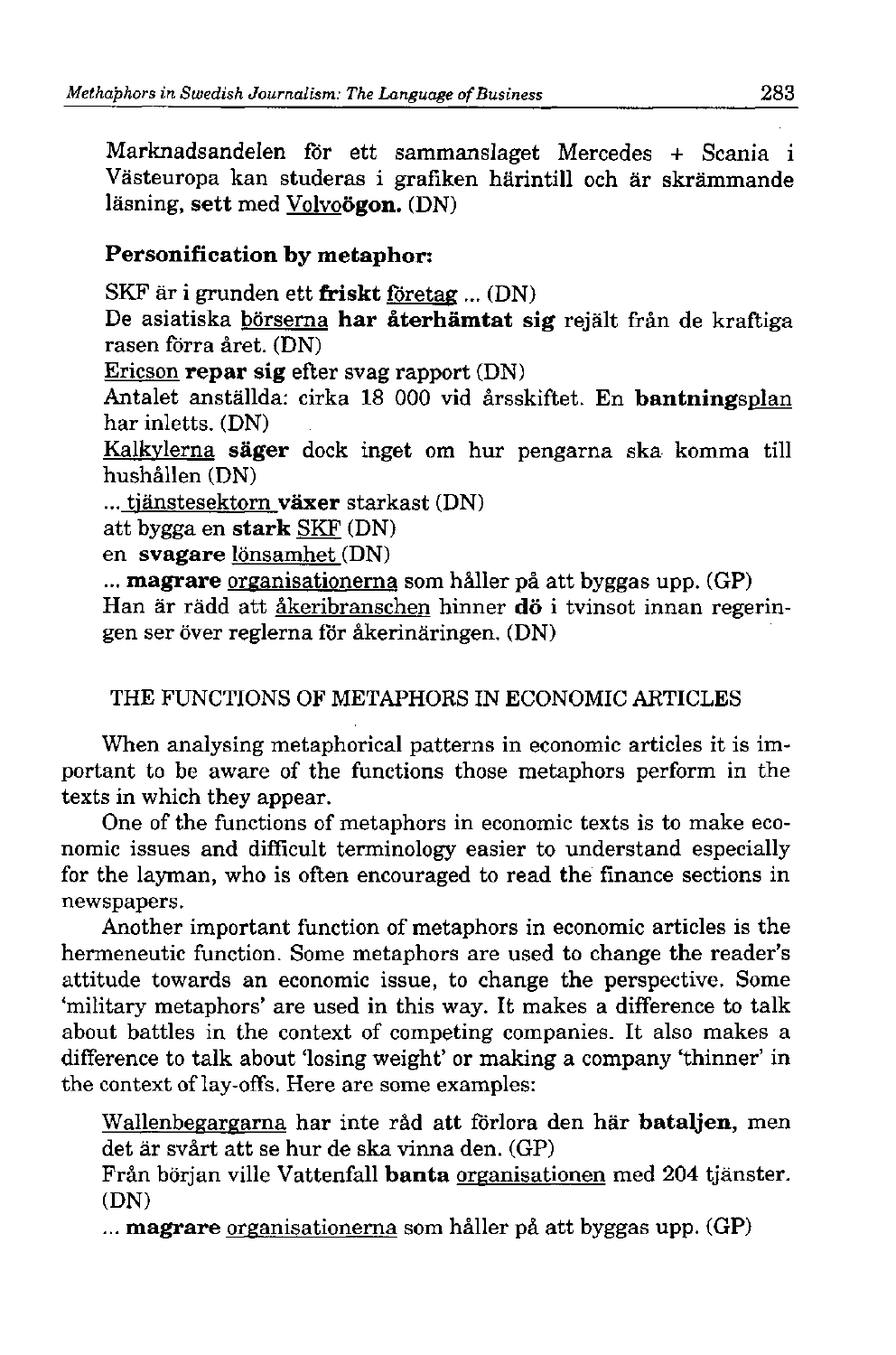Marknadsandelen för ett sammanslaget Mercedes + Scania i Västeuropa kan studeras i grafiken härintill och är skrämmande läsning, **sett** med Volvo**ögon.** (DN)

**Personification by metaphor:**

SKF är i grunden ett **friskt** företag ... (DN)
De asiatiska börserna **har återhämtat sig** rejält från de kraftiga rasen förra året. (DN)
Ericson **repar sig** efter svag rapport (DN)
Antalet anställda: cirka 18 000 vid årsskiftet. En **bantnings**plan har inletts. (DN)
Kalkylerna **säger** dock inget om hur pengarna ska komma till hushållen (DN)
... tjänstesektorn **växer** starkast (DN)
att bygga en **stark** SKF (DN)
en **svagare** lönsamhet (DN)
... **magrare** organisationerna som håller på att byggas upp. (GP)
Han är rädd att åkeribranschen hinner **dö** i tvinsot innan regeringen ser över reglerna för åkerinäringen. (DN)

## THE FUNCTIONS OF METAPHORS IN ECONOMIC ARTICLES

When analysing metaphorical patterns in economic articles it is important to be aware of the functions those metaphors perform in the texts in which they appear.

One of the functions of metaphors in economic texts is to make economic issues and difficult terminology easier to understand especially for the layman, who is often encouraged to read the finance sections in newspapers.

Another important function of metaphors in economic articles is the hermeneutic function. Some metaphors are used to change the reader's attitude towards an economic issue, to change the perspective. Some 'military metaphors' are used in this way. It makes a difference to talk about battles in the context of competing companies. It also makes a difference to talk about 'losing weight' or making a company 'thinner' in the context of lay-offs. Here are some examples:

Wallenbegargarna har inte råd att förlora den här **bataljen,** men det är svårt att se hur de ska vinna den. (GP)
Från början ville Vattenfall **banta** organisationen med 204 tjänster. (DN)
... **magrare** organisationerna som håller på att byggas upp. (GP)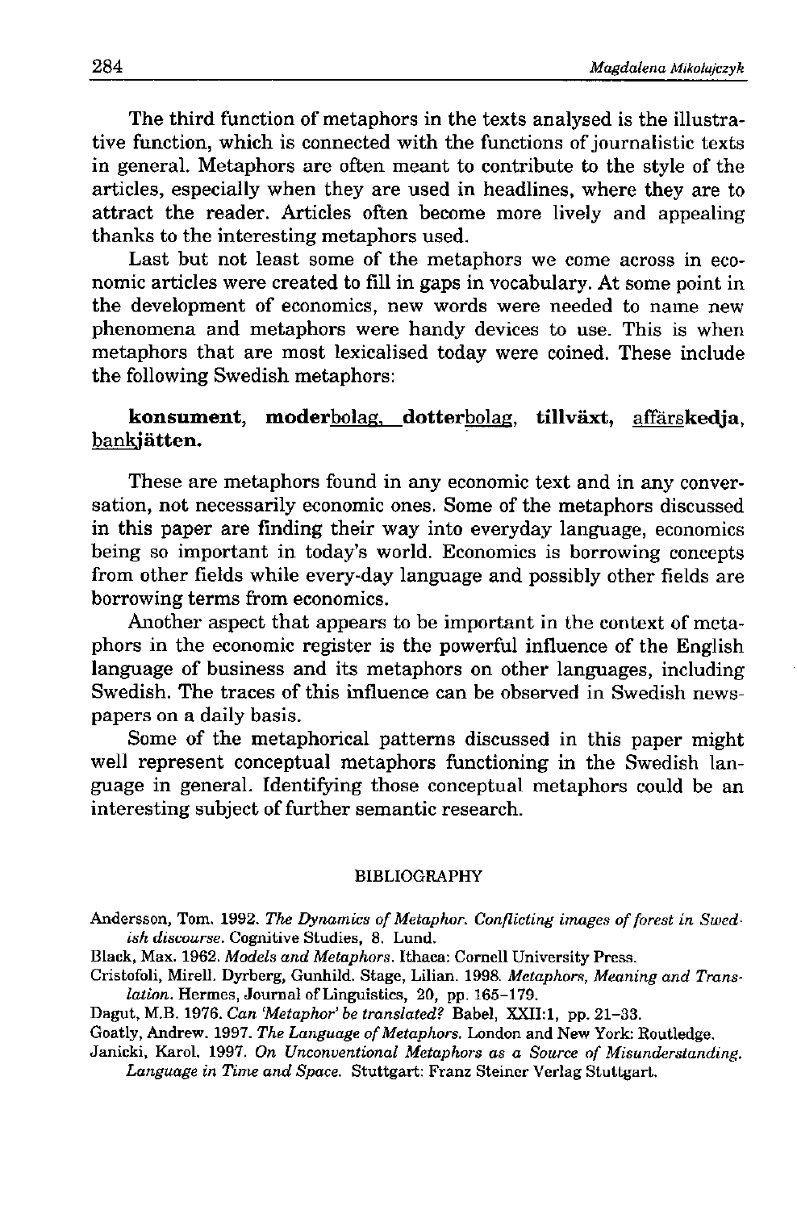The third function of metaphors in the texts analysed is the illustrative function, which is connected with the functions of journalistic texts in general. Metaphors are often meant to contribute to the style of the articles, especially when they are used in headlines, where they are to attract the reader. Articles often become more lively and appealing thanks to the interesting metaphors used.

Last but not least some of the metaphors we come across in economic articles were created to fill in gaps in vocabulary. At some point in the development of economics, new words were needed to name new phenomena and metaphors were handy devices to use. This is when metaphors that are most lexicalised today were coined. These include the following Swedish metaphors:

**konsument**, **moder<u>bolag</u>**, **dotter<u>bolag</u>**, **tillväxt**, <u>affärs</u>**kedja**, **<u>bank</u>jätten.**

These are metaphors found in any economic text and in any conversation, not necessarily economic ones. Some of the metaphors discussed in this paper are finding their way into everyday language, economics being so important in today's world. Economics is borrowing concepts from other fields while every-day language and possibly other fields are borrowing terms from economics.

Another aspect that appears to be important in the context of metaphors in the economic register is the powerful influence of the English language of business and its metaphors on other languages, including Swedish. The traces of this influence can be observed in Swedish newspapers on a daily basis.

Some of the metaphorical patterns discussed in this paper might well represent conceptual metaphors functioning in the Swedish language in general. Identifying those conceptual metaphors could be an interesting subject of further semantic research.

## BIBLIOGRAPHY

Andersson, Tom. 1992. *The Dynamics of Metaphor. Conflicting images of forest in Swedish discourse.* Cognitive Studies, 8. Lund.

Black, Max. 1962. *Models and Metaphors.* Ithaca: Cornell University Press.

Cristofoli, Mirell. Dyrberg, Gunhild. Stage, Lilian. 1998. *Metaphors, Meaning and Translation.* Hermes, Journal of Linguistics, 20, pp. 165–179.

Dagut, M.B. 1976. *Can 'Metaphor' be translated?* Babel, XXII:1, pp. 21–33.

Goatly, Andrew. 1997. *The Language of Metaphors.* London and New York: Routledge.

Janicki, Karol. 1997. *On Unconventional Metaphors as a Source of Misunderstanding. Language in Time and Space.* Stuttgart: Franz Steiner Verlag Stuttgart.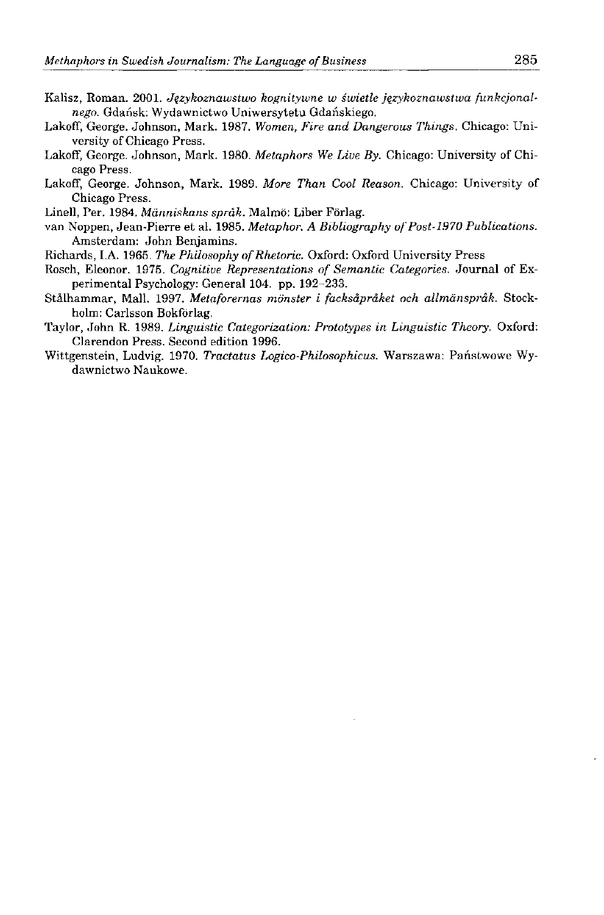Kalisz, Roman. 2001. *Językoznawstwo kognitywne w świetle językoznawstwa funkcjonalnego*. Gdańsk: Wydawnictwo Uniwersytetu Gdańskiego.

Lakoff, George. Johnson, Mark. 1987. *Women, Fire and Dangerous Things*. Chicago: University of Chicago Press.

Lakoff, George. Johnson, Mark. 1980. *Metaphors We Live By*. Chicago: University of Chicago Press.

Lakoff, George. Johnson, Mark. 1989. *More Than Cool Reason*. Chicago: University of Chicago Press.

Linell, Per. 1984. *Människans språk*. Malmö: Liber Förlag.

van Noppen, Jean-Pierre et al. 1985. *Metaphor. A Bibliography of Post-1970 Publications*. Amsterdam: John Benjamins.

Richards, I.A. 1965. *The Philosophy of Rhetoric*. Oxford: Oxford University Press

Rosch, Eleonor. 1975. *Cognitive Representations of Semantic Categories*. Journal of Experimental Psychology: General 104. pp. 192–233.

Stålhammar, Mall. 1997. *Metaforernas mönster i facksåpråket och allmänspråk*. Stockholm: Carlsson Bokförlag.

Taylor, John R. 1989. *Linguistic Categorization: Prototypes in Linguistic Theory*. Oxford: Clarendon Press. Second edition 1996.

Wittgenstein, Ludvig. 1970. *Tractatus Logico-Philosophicus*. Warszawa: Państwowe Wydawnictwo Naukowe.